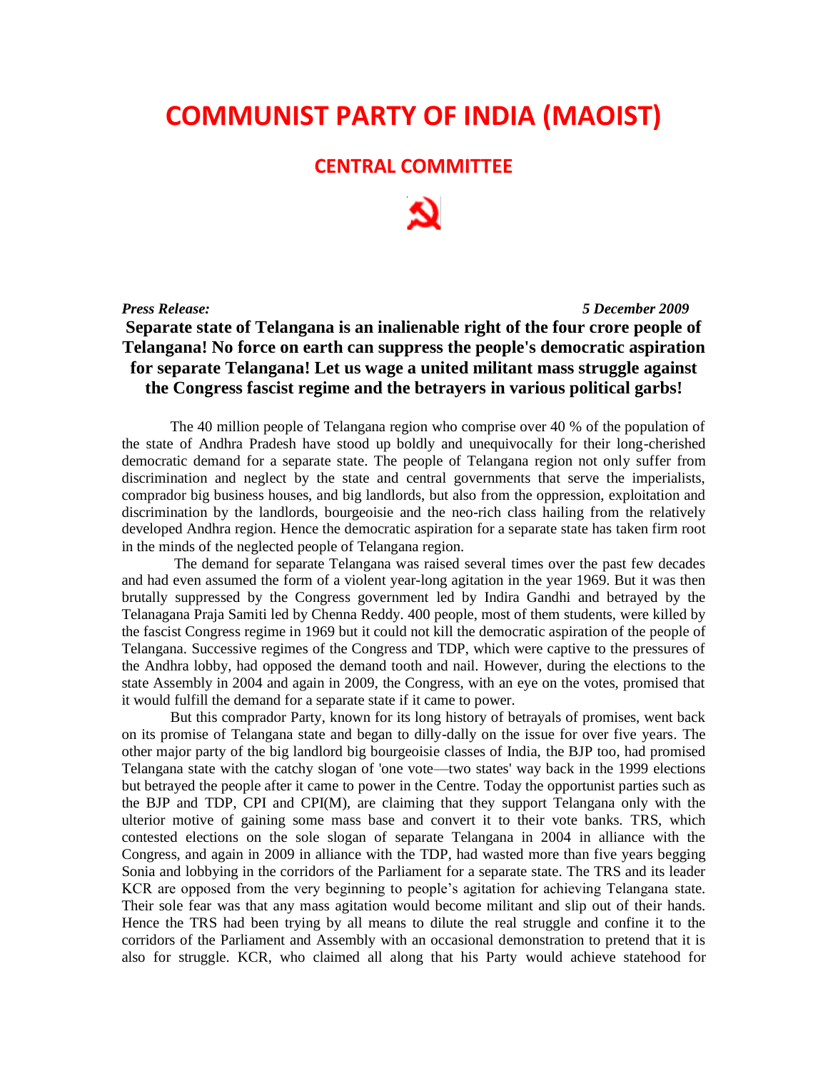# COMMUNIST PARTY OF INDIA (MAOIST)

## CENTRAL COMMITTEE

***Press Release:*** ***5 December 2009***

**Separate state of Telangana is an inalienable right of the four crore people of Telangana! No force on earth can suppress the people's democratic aspiration for separate Telangana! Let us wage a united militant mass struggle against the Congress fascist regime and the betrayers in various political garbs!**

The 40 million people of Telangana region who comprise over 40 % of the population of the state of Andhra Pradesh have stood up boldly and unequivocally for their long-cherished democratic demand for a separate state. The people of Telangana region not only suffer from discrimination and neglect by the state and central governments that serve the imperialists, comprador big business houses, and big landlords, but also from the oppression, exploitation and discrimination by the landlords, bourgeoisie and the neo-rich class hailing from the relatively developed Andhra region. Hence the democratic aspiration for a separate state has taken firm root in the minds of the neglected people of Telangana region.

The demand for separate Telangana was raised several times over the past few decades and had even assumed the form of a violent year-long agitation in the year 1969. But it was then brutally suppressed by the Congress government led by Indira Gandhi and betrayed by the Telanagana Praja Samiti led by Chenna Reddy. 400 people, most of them students, were killed by the fascist Congress regime in 1969 but it could not kill the democratic aspiration of the people of Telangana. Successive regimes of the Congress and TDP, which were captive to the pressures of the Andhra lobby, had opposed the demand tooth and nail. However, during the elections to the state Assembly in 2004 and again in 2009, the Congress, with an eye on the votes, promised that it would fulfill the demand for a separate state if it came to power.

But this comprador Party, known for its long history of betrayals of promises, went back on its promise of Telangana state and began to dilly-dally on the issue for over five years. The other major party of the big landlord big bourgeoisie classes of India, the BJP too, had promised Telangana state with the catchy slogan of 'one vote—two states' way back in the 1999 elections but betrayed the people after it came to power in the Centre. Today the opportunist parties such as the BJP and TDP, CPI and CPI(M), are claiming that they support Telangana only with the ulterior motive of gaining some mass base and convert it to their vote banks. TRS, which contested elections on the sole slogan of separate Telangana in 2004 in alliance with the Congress, and again in 2009 in alliance with the TDP, had wasted more than five years begging Sonia and lobbying in the corridors of the Parliament for a separate state. The TRS and its leader KCR are opposed from the very beginning to people's agitation for achieving Telangana state. Their sole fear was that any mass agitation would become militant and slip out of their hands. Hence the TRS had been trying by all means to dilute the real struggle and confine it to the corridors of the Parliament and Assembly with an occasional demonstration to pretend that it is also for struggle. KCR, who claimed all along that his Party would achieve statehood for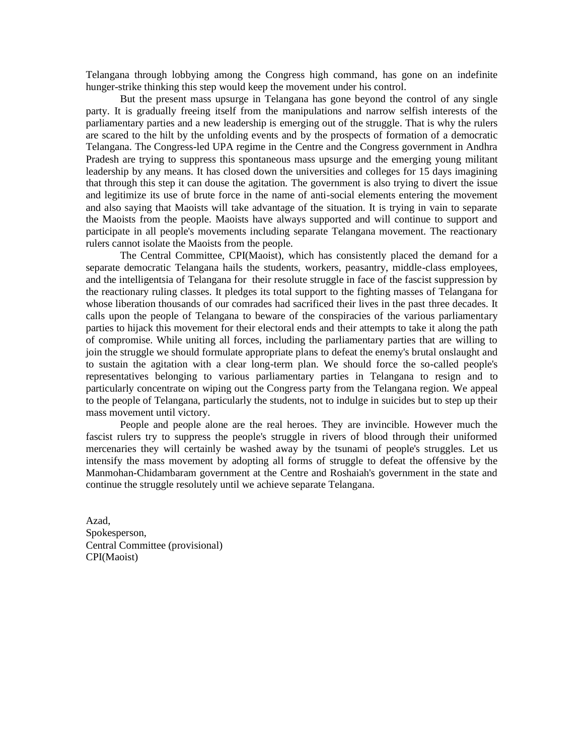Telangana through lobbying among the Congress high command, has gone on an indefinite hunger-strike thinking this step would keep the movement under his control.

But the present mass upsurge in Telangana has gone beyond the control of any single party. It is gradually freeing itself from the manipulations and narrow selfish interests of the parliamentary parties and a new leadership is emerging out of the struggle. That is why the rulers are scared to the hilt by the unfolding events and by the prospects of formation of a democratic Telangana. The Congress-led UPA regime in the Centre and the Congress government in Andhra Pradesh are trying to suppress this spontaneous mass upsurge and the emerging young militant leadership by any means. It has closed down the universities and colleges for 15 days imagining that through this step it can douse the agitation. The government is also trying to divert the issue and legitimize its use of brute force in the name of anti-social elements entering the movement and also saying that Maoists will take advantage of the situation. It is trying in vain to separate the Maoists from the people. Maoists have always supported and will continue to support and participate in all people's movements including separate Telangana movement. The reactionary rulers cannot isolate the Maoists from the people.

The Central Committee, CPI(Maoist), which has consistently placed the demand for a separate democratic Telangana hails the students, workers, peasantry, middle-class employees, and the intelligentsia of Telangana for their resolute struggle in face of the fascist suppression by the reactionary ruling classes. It pledges its total support to the fighting masses of Telangana for whose liberation thousands of our comrades had sacrificed their lives in the past three decades. It calls upon the people of Telangana to beware of the conspiracies of the various parliamentary parties to hijack this movement for their electoral ends and their attempts to take it along the path of compromise. While uniting all forces, including the parliamentary parties that are willing to join the struggle we should formulate appropriate plans to defeat the enemy's brutal onslaught and to sustain the agitation with a clear long-term plan. We should force the so-called people's representatives belonging to various parliamentary parties in Telangana to resign and to particularly concentrate on wiping out the Congress party from the Telangana region. We appeal to the people of Telangana, particularly the students, not to indulge in suicides but to step up their mass movement until victory.

People and people alone are the real heroes. They are invincible. However much the fascist rulers try to suppress the people's struggle in rivers of blood through their uniformed mercenaries they will certainly be washed away by the tsunami of people's struggles. Let us intensify the mass movement by adopting all forms of struggle to defeat the offensive by the Manmohan-Chidambaram government at the Centre and Roshaiah's government in the state and continue the struggle resolutely until we achieve separate Telangana.

Azad,  
Spokesperson,  
Central Committee (provisional)  
CPI(Maoist)